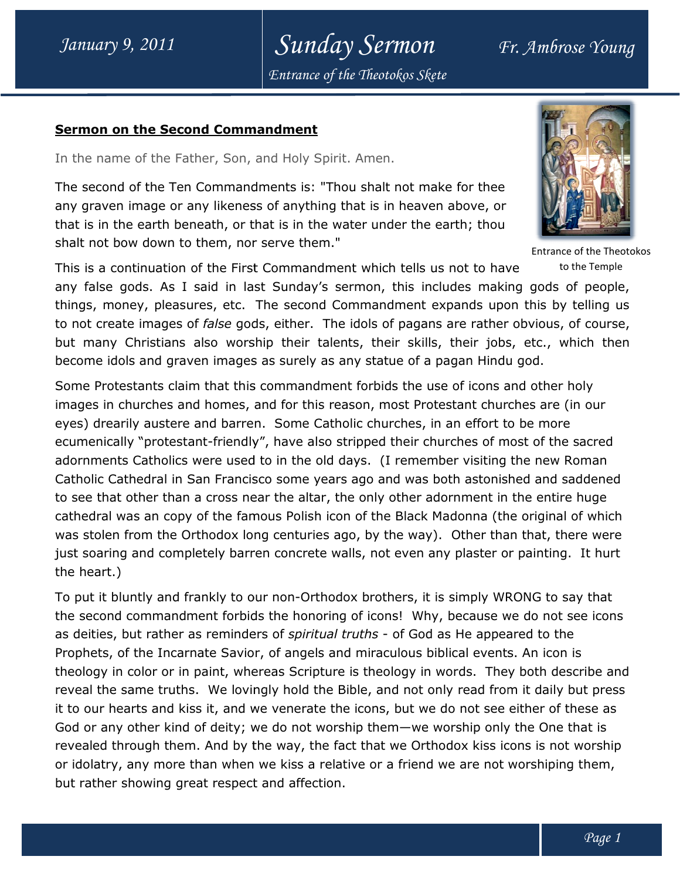## Sermon on the Second Commandment

In the name of the Father, Son, and Holy Spirit. Amen.

The second of the Ten Commandments is: "Thou shalt not make for thee any graven image or any likeness of anything that is in heaven above, or that is in the earth beneath, or that is in the water under the earth; thou shalt not bow down to them, nor serve them."

Entrance of the Theotokos to the Temple

This is a continuation of the First Commandment which tells us not to have any false gods. As I said in last Sunday's sermon, this includes making gods of people, things, money, pleasures, etc. The second Commandment expands upon this by telling us to not create images of *false* gods, either. The idols of pagans are rather obvious, of course, but many Christians also worship their talents, their skills, their jobs, etc., which then become idols and graven images as surely as any statue of a pagan Hindu god.

Some Protestants claim that this commandment forbids the use of icons and other holy images in churches and homes, and for this reason, most Protestant churches are (in our eyes) drearily austere and barren. Some Catholic churches, in an effort to be more ecumenically "protestant-friendly", have also stripped their churches of most of the sacred adornments Catholics were used to in the old days. (I remember visiting the new Roman Catholic Cathedral in San Francisco some years ago and was both astonished and saddened to see that other than a cross near the altar, the only other adornment in the entire huge cathedral was an copy of the famous Polish icon of the Black Madonna (the original of which was stolen from the Orthodox long centuries ago, by the way). Other than that, there were just soaring and completely barren concrete walls, not even any plaster or painting. It hurt the heart.)

To put it bluntly and frankly to our non-Orthodox brothers, it is simply WRONG to say that the second commandment forbids the honoring of icons! Why, because we do not see icons as deities, but rather as reminders of *spiritual truths* - of God as He appeared to the Prophets, of the Incarnate Savior, of angels and miraculous biblical events. An icon is theology in color or in paint, whereas Scripture is theology in words. They both describe and reveal the same truths. We lovingly hold the Bible, and not only read from it daily but press it to our hearts and kiss it, and we venerate the icons, but we do not see either of these as God or any other kind of deity; we do not worship them—we worship only the One that is revealed through them. And by the way, the fact that we Orthodox kiss icons is not worship or idolatry, any more than when we kiss a relative or a friend we are not worshiping them, but rather showing great respect and affection.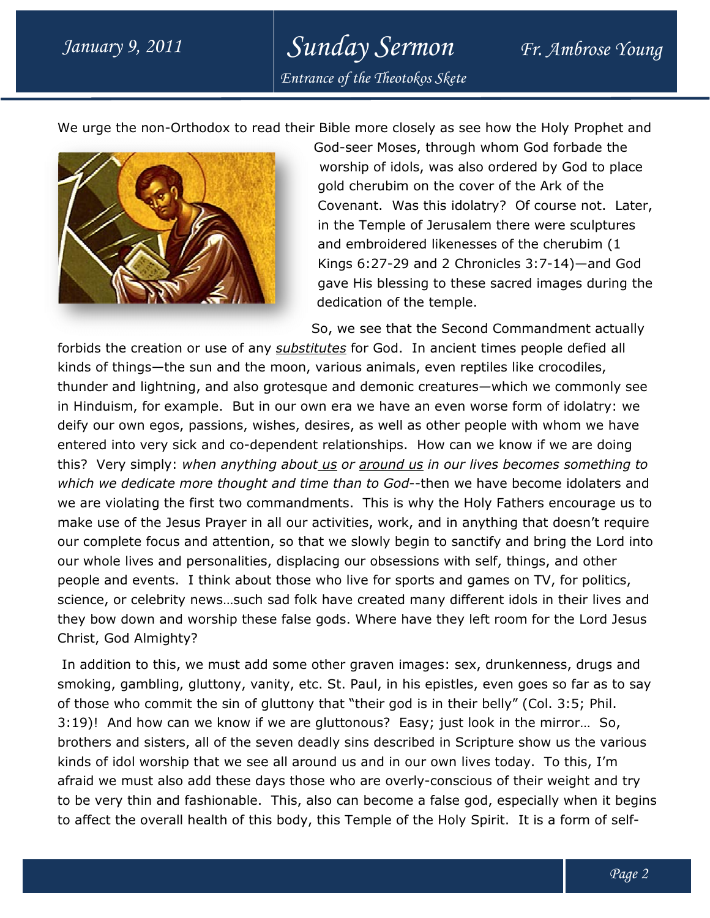We urge the non-Orthodox to read their Bible more closely as see how the Holy Prophet and God-seer Moses, through whom God forbade the worship of idols, was also ordered by God to place gold cherubim on the cover of the Ark of the Covenant. Was this idolatry? Of course not. Later, in the Temple of Jerusalem there were sculptures and embroidered likenesses of the cherubim (1 Kings 6:27-29 and 2 Chronicles 3:7-14)—and God gave His blessing to these sacred images during the dedication of the temple.

So, we see that the Second Commandment actually forbids the creation or use of any *substitutes* for God. In ancient times people defied all kinds of things—the sun and the moon, various animals, even reptiles like crocodiles, thunder and lightning, and also grotesque and demonic creatures—which we commonly see in Hinduism, for example. But in our own era we have an even worse form of idolatry: we deify our own egos, passions, wishes, desires, as well as other people with whom we have entered into very sick and co-dependent relationships. How can we know if we are doing this? Very simply: *when anything about us or around us in our lives becomes something to which we dedicate more thought and time than to God*--then we have become idolaters and we are violating the first two commandments. This is why the Holy Fathers encourage us to make use of the Jesus Prayer in all our activities, work, and in anything that doesn't require our complete focus and attention, so that we slowly begin to sanctify and bring the Lord into our whole lives and personalities, displacing our obsessions with self, things, and other people and events. I think about those who live for sports and games on TV, for politics, science, or celebrity news…such sad folk have created many different idols in their lives and they bow down and worship these false gods. Where have they left room for the Lord Jesus Christ, God Almighty?

In addition to this, we must add some other graven images: sex, drunkenness, drugs and smoking, gambling, gluttony, vanity, etc. St. Paul, in his epistles, even goes so far as to say of those who commit the sin of gluttony that "their god is in their belly" (Col. 3:5; Phil. 3:19)! And how can we know if we are gluttonous? Easy; just look in the mirror… So, brothers and sisters, all of the seven deadly sins described in Scripture show us the various kinds of idol worship that we see all around us and in our own lives today. To this, I'm afraid we must also add these days those who are overly-conscious of their weight and try to be very thin and fashionable. This, also can become a false god, especially when it begins to affect the overall health of this body, this Temple of the Holy Spirit. It is a form of self-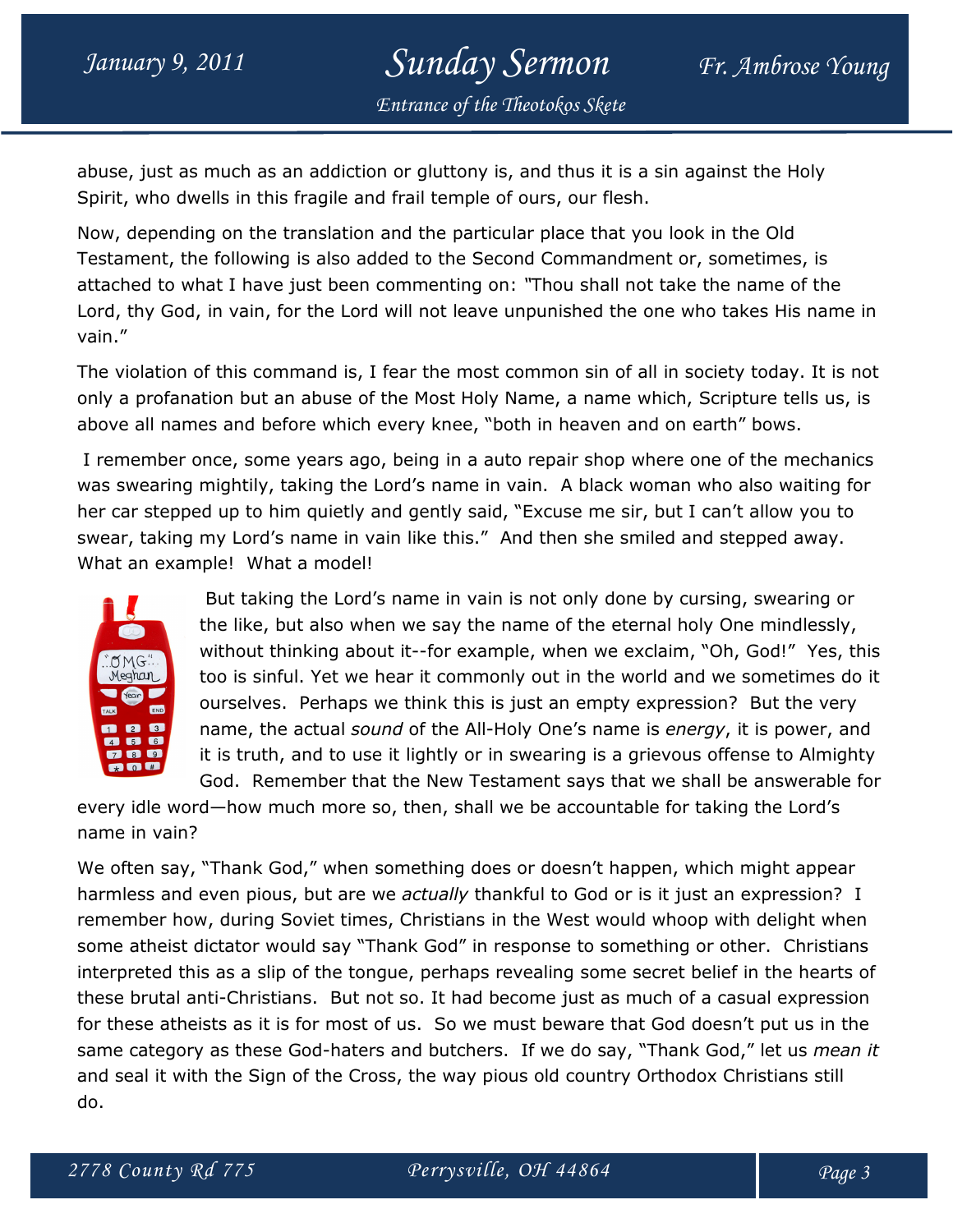abuse, just as much as an addiction or gluttony is, and thus it is a sin against the Holy Spirit, who dwells in this fragile and frail temple of ours, our flesh.

Now, depending on the translation and the particular place that you look in the Old Testament, the following is also added to the Second Commandment or, sometimes, is attached to what I have just been commenting on: "Thou shall not take the name of the Lord, thy God, in vain, for the Lord will not leave unpunished the one who takes His name in vain."

The violation of this command is, I fear the most common sin of all in society today. It is not only a profanation but an abuse of the Most Holy Name, a name which, Scripture tells us, is above all names and before which every knee, "both in heaven and on earth" bows.

I remember once, some years ago, being in a auto repair shop where one of the mechanics was swearing mightily, taking the Lord's name in vain. A black woman who also waiting for her car stepped up to him quietly and gently said, "Excuse me sir, but I can't allow you to swear, taking my Lord's name in vain like this." And then she smiled and stepped away. What an example! What a model!

But taking the Lord's name in vain is not only done by cursing, swearing or the like, but also when we say the name of the eternal holy One mindlessly, without thinking about it--for example, when we exclaim, "Oh, God!" Yes, this too is sinful. Yet we hear it commonly out in the world and we sometimes do it ourselves. Perhaps we think this is just an empty expression? But the very name, the actual *sound* of the All-Holy One's name is *energy*, it is power, and it is truth, and to use it lightly or in swearing is a grievous offense to Almighty God. Remember that the New Testament says that we shall be answerable for every idle word—how much more so, then, shall we be accountable for taking the Lord's name in vain?

We often say, "Thank God," when something does or doesn't happen, which might appear harmless and even pious, but are we *actually* thankful to God or is it just an expression? I remember how, during Soviet times, Christians in the West would whoop with delight when some atheist dictator would say "Thank God" in response to something or other. Christians interpreted this as a slip of the tongue, perhaps revealing some secret belief in the hearts of these brutal anti-Christians. But not so. It had become just as much of a casual expression for these atheists as it is for most of us. So we must beware that God doesn't put us in the same category as these God-haters and butchers. If we do say, "Thank God," let us *mean it* and seal it with the Sign of the Cross, the way pious old country Orthodox Christians still do.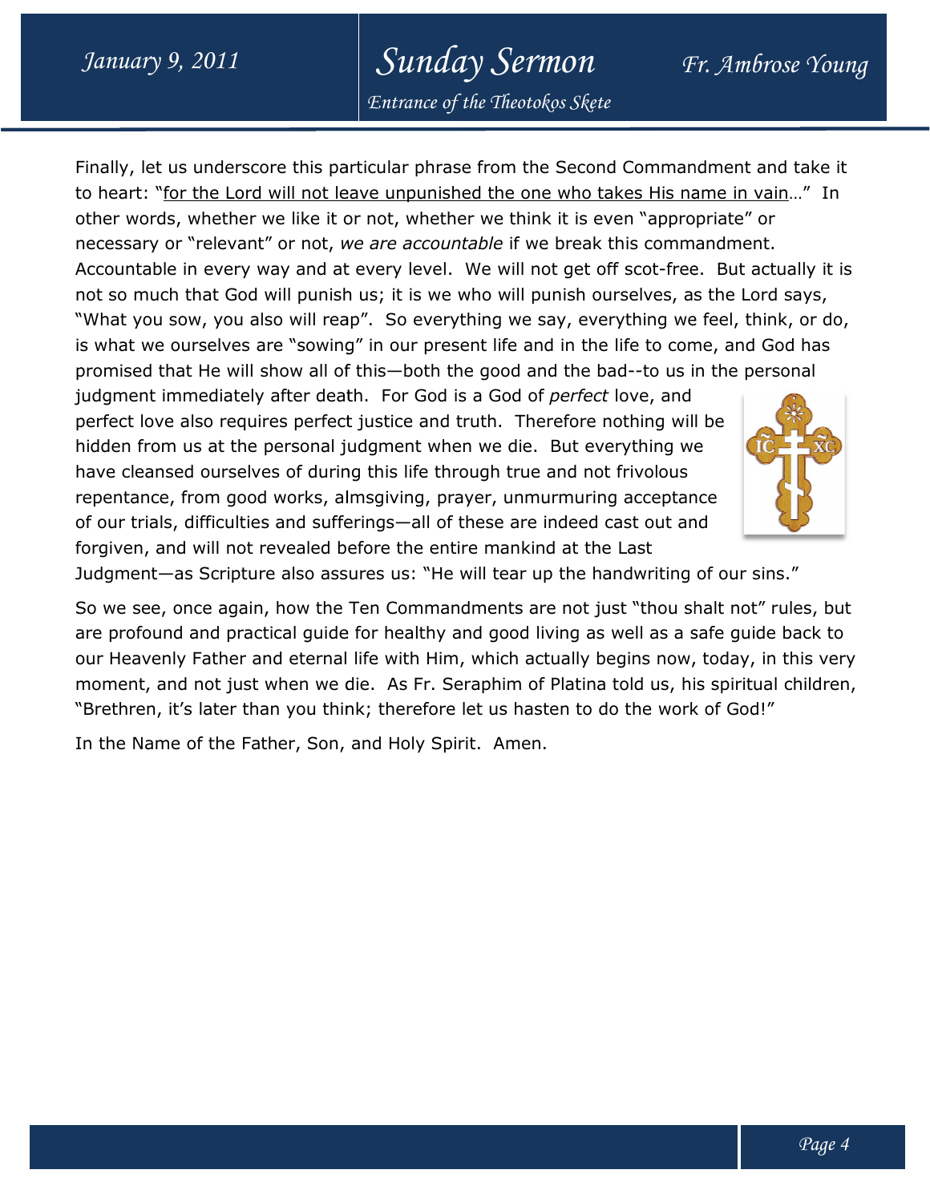Finally, let us underscore this particular phrase from the Second Commandment and take it to heart: "for the Lord will not leave unpunished the one who takes His name in vain…" In other words, whether we like it or not, whether we think it is even "appropriate" or necessary or "relevant" or not, *we are accountable* if we break this commandment. Accountable in every way and at every level. We will not get off scot-free. But actually it is not so much that God will punish us; it is we who will punish ourselves, as the Lord says, "What you sow, you also will reap". So everything we say, everything we feel, think, or do, is what we ourselves are "sowing" in our present life and in the life to come, and God has promised that He will show all of this—both the good and the bad--to us in the personal judgment immediately after death. For God is a God of *perfect* love, and perfect love also requires perfect justice and truth. Therefore nothing will be hidden from us at the personal judgment when we die. But everything we have cleansed ourselves of during this life through true and not frivolous repentance, from good works, almsgiving, prayer, unmurmuring acceptance of our trials, difficulties and sufferings—all of these are indeed cast out and forgiven, and will not revealed before the entire mankind at the Last Judgment—as Scripture also assures us: "He will tear up the handwriting of our sins."

So we see, once again, how the Ten Commandments are not just "thou shalt not" rules, but are profound and practical guide for healthy and good living as well as a safe guide back to our Heavenly Father and eternal life with Him, which actually begins now, today, in this very moment, and not just when we die. As Fr. Seraphim of Platina told us, his spiritual children, "Brethren, it's later than you think; therefore let us hasten to do the work of God!"

In the Name of the Father, Son, and Holy Spirit. Amen.